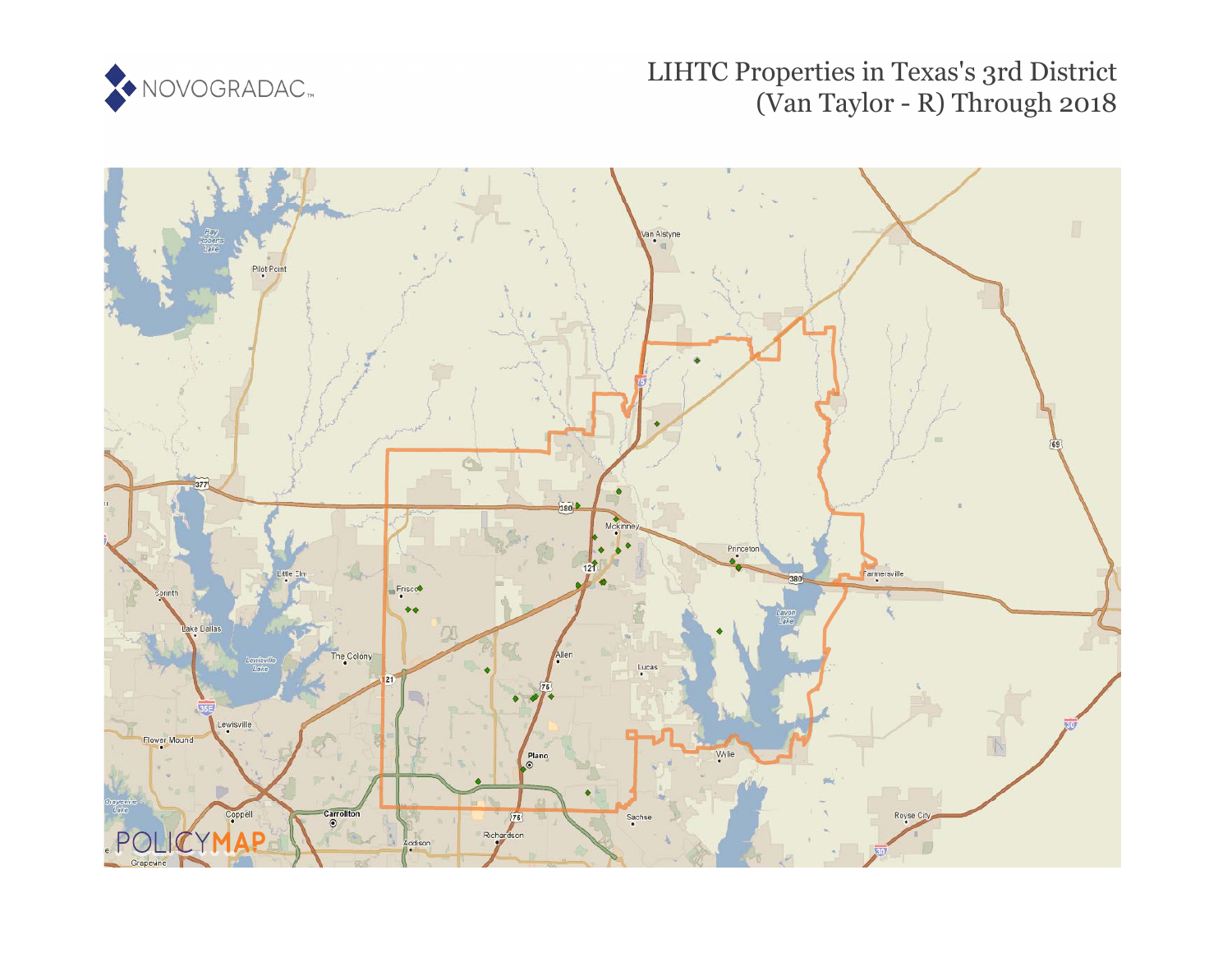# LIHTC Properties in Texas's 3rd District (Van Taylor - R) Through 2018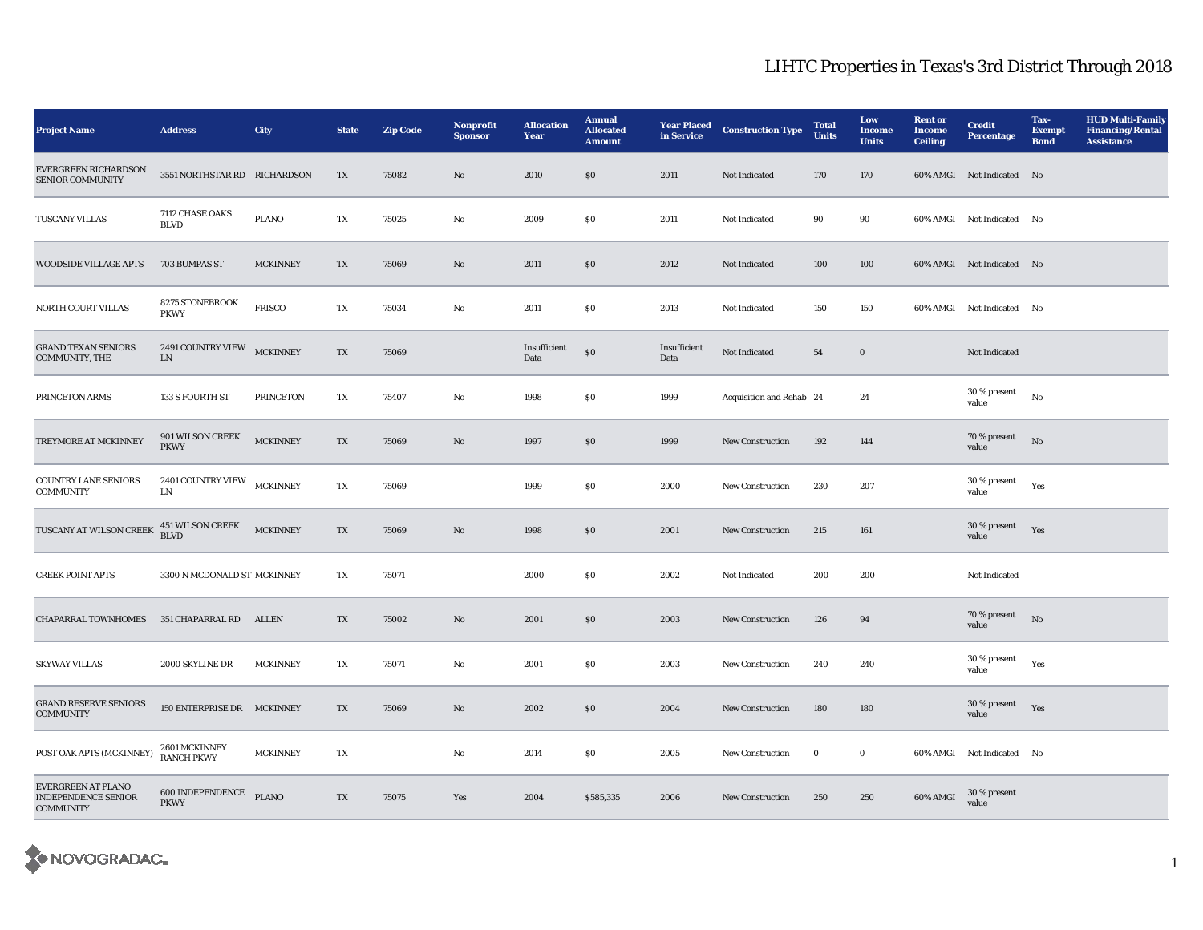# LIHTC Properties in Texas's 3rd District Through 2018

| Project Name | Address | City | State | Zip Code | Nonprofit Sponsor | Allocation Year | Annual Allocated Amount | Year Placed in Service | Construction Type | Total Units | Low Income Units | Rent or Income Ceiling | Credit Percentage | Tax-Exempt Bond | HUD Multi-Family Financing/Rental Assistance |
|---|---|---|---|---|---|---|---|---|---|---|---|---|---|---|---|
| EVERGREEN RICHARDSON SENIOR COMMUNITY | 3551 NORTHSTAR RD | RICHARDSON | TX | 75082 | No | 2010 | $0 | 2011 | Not Indicated | 170 | 170 | 60% AMGI | Not Indicated | No | |
| TUSCANY VILLAS | 7112 CHASE OAKS BLVD | PLANO | TX | 75025 | No | 2009 | $0 | 2011 | Not Indicated | 90 | 90 | 60% AMGI | Not Indicated | No | |
| WOODSIDE VILLAGE APTS | 703 BUMPAS ST | MCKINNEY | TX | 75069 | No | 2011 | $0 | 2012 | Not Indicated | 100 | 100 | 60% AMGI | Not Indicated | No | |
| NORTH COURT VILLAS | 8275 STONEBROOK PKWY | FRISCO | TX | 75034 | No | 2011 | $0 | 2013 | Not Indicated | 150 | 150 | 60% AMGI | Not Indicated | No | |
| GRAND TEXAN SENIORS COMMUNITY, THE | 2491 COUNTRY VIEW LN | MCKINNEY | TX | 75069 | | Insufficient Data | $0 | Insufficient Data | Not Indicated | 54 | 0 | | Not Indicated | | |
| PRINCETON ARMS | 133 S FOURTH ST | PRINCETON | TX | 75407 | No | 1998 | $0 | 1999 | Acquisition and Rehab | 24 | 24 | | 30 % present value | No | |
| TREYMORE AT MCKINNEY | 901 WILSON CREEK PKWY | MCKINNEY | TX | 75069 | No | 1997 | $0 | 1999 | New Construction | 192 | 144 | | 70 % present value | No | |
| COUNTRY LANE SENIORS COMMUNITY | 2401 COUNTRY VIEW LN | MCKINNEY | TX | 75069 | | 1999 | $0 | 2000 | New Construction | 230 | 207 | | 30 % present value | Yes | |
| TUSCANY AT WILSON CREEK | 451 WILSON CREEK BLVD | MCKINNEY | TX | 75069 | No | 1998 | $0 | 2001 | New Construction | 215 | 161 | | 30 % present value | Yes | |
| CREEK POINT APTS | 3300 N MCDONALD ST | MCKINNEY | TX | 75071 | | 2000 | $0 | 2002 | Not Indicated | 200 | 200 | | Not Indicated | | |
| CHAPARRAL TOWNHOMES | 351 CHAPARRAL RD | ALLEN | TX | 75002 | No | 2001 | $0 | 2003 | New Construction | 126 | 94 | | 70 % present value | No | |
| SKYWAY VILLAS | 2000 SKYLINE DR | MCKINNEY | TX | 75071 | No | 2001 | $0 | 2003 | New Construction | 240 | 240 | | 30 % present value | Yes | |
| GRAND RESERVE SENIORS COMMUNITY | 150 ENTERPRISE DR | MCKINNEY | TX | 75069 | No | 2002 | $0 | 2004 | New Construction | 180 | 180 | | 30 % present value | Yes | |
| POST OAK APTS (MCKINNEY) | 2601 MCKINNEY RANCH PKWY | MCKINNEY | TX | | No | 2014 | $0 | 2005 | New Construction | 0 | 0 | 60% AMGI | Not Indicated | No | |
| EVERGREEN AT PLANO INDEPENDENCE SENIOR COMMUNITY | 600 INDEPENDENCE PKWY | PLANO | TX | 75075 | Yes | 2004 | $585,335 | 2006 | New Construction | 250 | 250 | 60% AMGI | 30 % present value | | |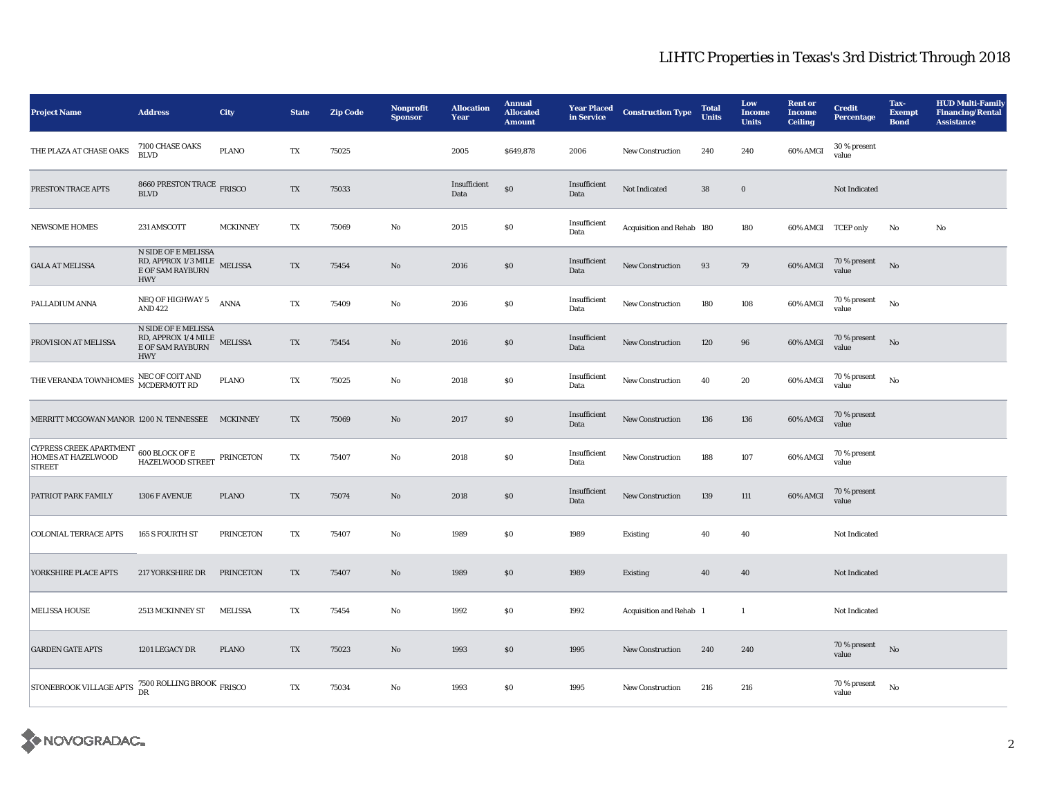# LIHTC Properties in Texas's 3rd District Through 2018

| Project Name | Address | City | State | Zip Code | Nonprofit Sponsor | Allocation Year | Annual Allocated Amount | Year Placed in Service | Construction Type | Total Units | Low Income Units | Rent or Income Ceiling | Credit Percentage | Tax-Exempt Bond | HUD Multi-Family Financing/Rental Assistance |
|---|---|---|---|---|---|---|---|---|---|---|---|---|---|---|---|
| THE PLAZA AT CHASE OAKS | 7100 CHASE OAKS BLVD | PLANO | TX | 75025 | | 2005 | $649,878 | 2006 | New Construction | 240 | 240 | 60% AMGI | 30 % present value | | |
| PRESTON TRACE APTS | 8660 PRESTON TRACE BLVD | FRISCO | TX | 75033 | | Insufficient Data | $0 | Insufficient Data | Not Indicated | 38 | 0 | | Not Indicated | | |
| NEWSOME HOMES | 231 AMSCOTT | MCKINNEY | TX | 75069 | No | 2015 | $0 | Insufficient Data | Acquisition and Rehab | 180 | 180 | 60% AMGI | TCEP only | No | No |
| GALA AT MELISSA | N SIDE OF E MELISSA RD, APPROX 1/3 MILE E OF SAM RAYBURN HWY | MELISSA | TX | 75454 | No | 2016 | $0 | Insufficient Data | New Construction | 93 | 79 | 60% AMGI | 70 % present value | No | |
| PALLADIUM ANNA | NEQ OF HIGHWAY 5 AND 422 | ANNA | TX | 75409 | No | 2016 | $0 | Insufficient Data | New Construction | 180 | 108 | 60% AMGI | 70 % present value | No | |
| PROVISION AT MELISSA | N SIDE OF E MELISSA RD, APPROX 1/4 MILE E OF SAM RAYBURN HWY | MELISSA | TX | 75454 | No | 2016 | $0 | Insufficient Data | New Construction | 120 | 96 | 60% AMGI | 70 % present value | No | |
| THE VERANDA TOWNHOMES | NEC OF COIT AND MCDERMOTT RD | PLANO | TX | 75025 | No | 2018 | $0 | Insufficient Data | New Construction | 40 | 20 | 60% AMGI | 70 % present value | No | |
| MERRITT MCGOWAN MANOR | 1200 N. TENNESSEE | MCKINNEY | TX | 75069 | No | 2017 | $0 | Insufficient Data | New Construction | 136 | 136 | 60% AMGI | 70 % present value | | |
| CYPRESS CREEK APARTMENT HOMES AT HAZELWOOD STREET | 600 BLOCK OF E HAZELWOOD STREET | PRINCETON | TX | 75407 | No | 2018 | $0 | Insufficient Data | New Construction | 188 | 107 | 60% AMGI | 70 % present value | | |
| PATRIOT PARK FAMILY | 1306 F AVENUE | PLANO | TX | 75074 | No | 2018 | $0 | Insufficient Data | New Construction | 139 | 111 | 60% AMGI | 70 % present value | | |
| COLONIAL TERRACE APTS | 165 S FOURTH ST | PRINCETON | TX | 75407 | No | 1989 | $0 | 1989 | Existing | 40 | 40 | | Not Indicated | | |
| YORKSHIRE PLACE APTS | 217 YORKSHIRE DR | PRINCETON | TX | 75407 | No | 1989 | $0 | 1989 | Existing | 40 | 40 | | Not Indicated | | |
| MELISSA HOUSE | 2513 MCKINNEY ST | MELISSA | TX | 75454 | No | 1992 | $0 | 1992 | Acquisition and Rehab | 1 | 1 | | Not Indicated | | |
| GARDEN GATE APTS | 1201 LEGACY DR | PLANO | TX | 75023 | No | 1993 | $0 | 1995 | New Construction | 240 | 240 | | 70 % present value | No | |
| STONEBROOK VILLAGE APTS | 7500 ROLLING BROOK DR | FRISCO | TX | 75034 | No | 1993 | $0 | 1995 | New Construction | 216 | 216 | | 70 % present value | No | |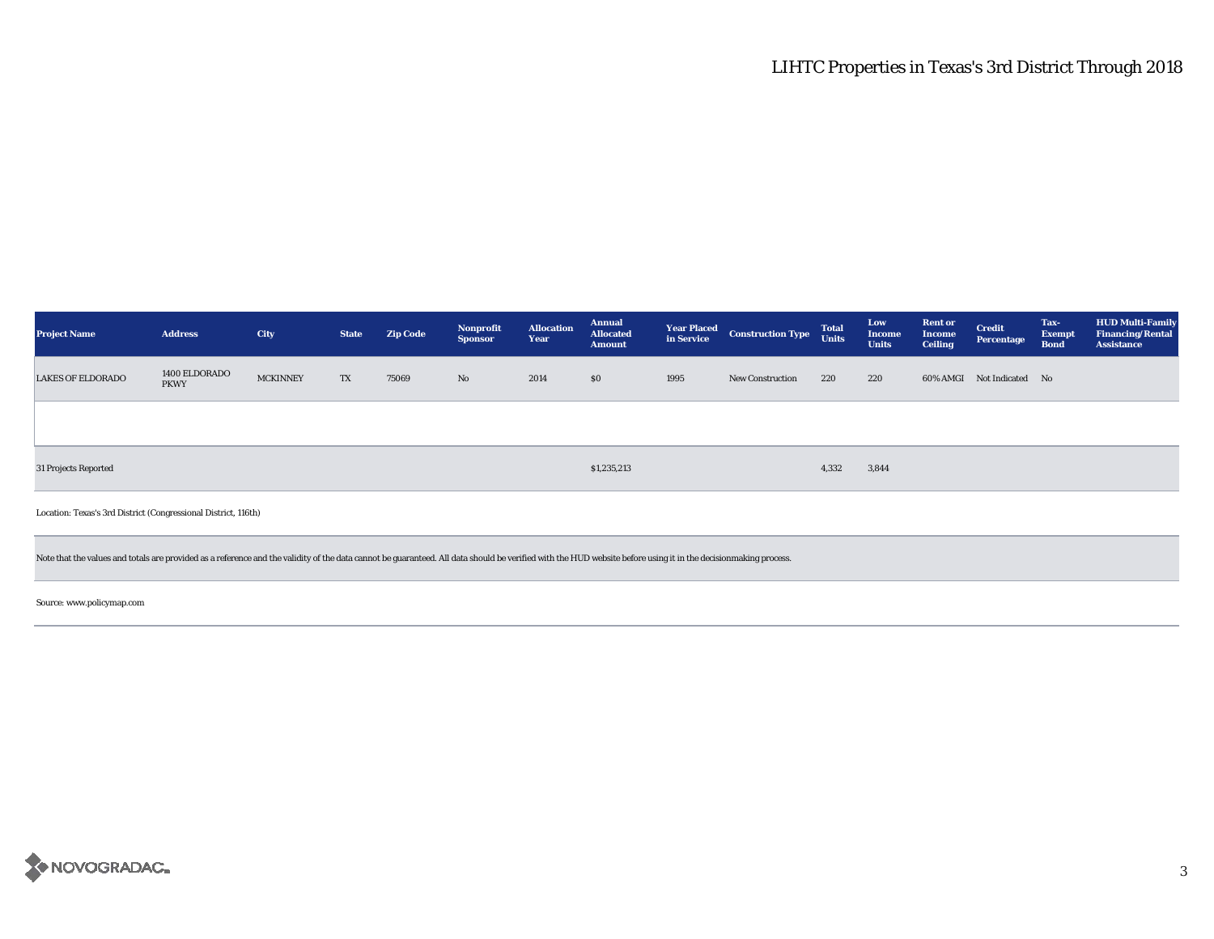| Project Name | Address | City | State | Zip Code | Nonprofit Sponsor | Allocation Year | Annual Allocated Amount | Year Placed in Service | Construction Type | Total Units | Low Income Units | Rent or Income Ceiling | Credit Percentage | Tax-Exempt Bond | HUD Multi-Family Financing/Rental Assistance |
|---|---|---|---|---|---|---|---|---|---|---|---|---|---|---|---|
| LAKES OF ELDORADO | 1400 ELDORADO PKWY | MCKINNEY | TX | 75069 | No | 2014 | $0 | 1995 | New Construction | 220 | 220 | 60% AMGI | Not Indicated | No | |
| | | | | | | | | | | | | | | | |
| 31 Projects Reported | | | | | | | $1,235,213 | | | 4,332 | 3,844 | | | | |

Location: Texas's 3rd District (Congressional District, 116th)

Note that the values and totals are provided as a reference and the validity of the data cannot be guaranteed. All data should be verified with the HUD website before using it in the decisionmaking process.

Source: www.policymap.com